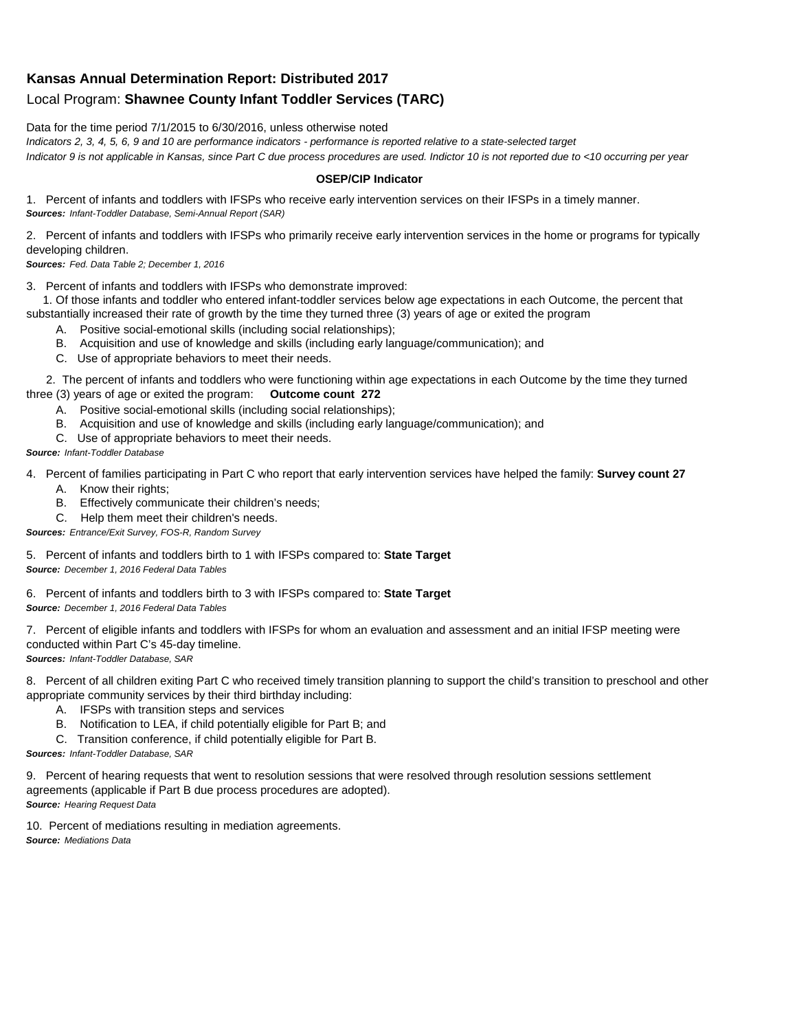## Kansas Annual Determination Report: Distributed 2017

Local Program: **Shawnee County Infant Toddler Services (TARC)**

Data for the time period 7/1/2015 to 6/30/2016, unless otherwise noted

*Indicators 2, 3, 4, 5, 6, 9 and 10 are performance indicators - performance is reported relative to a state-selected target*

*Indicator 9 is not applicable in Kansas, since Part C due process procedures are used. Indictor 10 is not reported due to <10 occurring per year*

**OSEP/CIP Indicator**

1. Percent of infants and toddlers with IFSPs who receive early intervention services on their IFSPs in a timely manner.
***Sources:*** *Infant-Toddler Database, Semi-Annual Report (SAR)*

2. Percent of infants and toddlers with IFSPs who primarily receive early intervention services in the home or programs for typically developing children.
***Sources:*** *Fed. Data Table 2; December 1, 2016*

3. Percent of infants and toddlers with IFSPs who demonstrate improved:
   1. Of those infants and toddler who entered infant-toddler services below age expectations in each Outcome, the percent that substantially increased their rate of growth by the time they turned three (3) years of age or exited the program
      - A. Positive social-emotional skills (including social relationships);
      - B. Acquisition and use of knowledge and skills (including early language/communication); and
      - C. Use of appropriate behaviors to meet their needs.
   2. The percent of infants and toddlers who were functioning within age expectations in each Outcome by the time they turned three (3) years of age or exited the program: **Outcome count 272**
      - A. Positive social-emotional skills (including social relationships);
      - B. Acquisition and use of knowledge and skills (including early language/communication); and
      - C. Use of appropriate behaviors to meet their needs.

***Source:*** *Infant-Toddler Database*

4. Percent of families participating in Part C who report that early intervention services have helped the family: **Survey count 27**
   - A. Know their rights;
   - B. Effectively communicate their children's needs;
   - C. Help them meet their children's needs.

***Sources:*** *Entrance/Exit Survey, FOS-R, Random Survey*

5. Percent of infants and toddlers birth to 1 with IFSPs compared to: **State Target**
***Source:*** *December 1, 2016 Federal Data Tables*

6. Percent of infants and toddlers birth to 3 with IFSPs compared to: **State Target**
***Source:*** *December 1, 2016 Federal Data Tables*

7. Percent of eligible infants and toddlers with IFSPs for whom an evaluation and assessment and an initial IFSP meeting were conducted within Part C's 45-day timeline.
***Sources:*** *Infant-Toddler Database, SAR*

8. Percent of all children exiting Part C who received timely transition planning to support the child's transition to preschool and other appropriate community services by their third birthday including:
   - A. IFSPs with transition steps and services
   - B. Notification to LEA, if child potentially eligible for Part B; and
   - C. Transition conference, if child potentially eligible for Part B.

***Sources:*** *Infant-Toddler Database, SAR*

9. Percent of hearing requests that went to resolution sessions that were resolved through resolution sessions settlement agreements (applicable if Part B due process procedures are adopted).
***Source:*** *Hearing Request Data*

10. Percent of mediations resulting in mediation agreements.
***Source:*** *Mediations Data*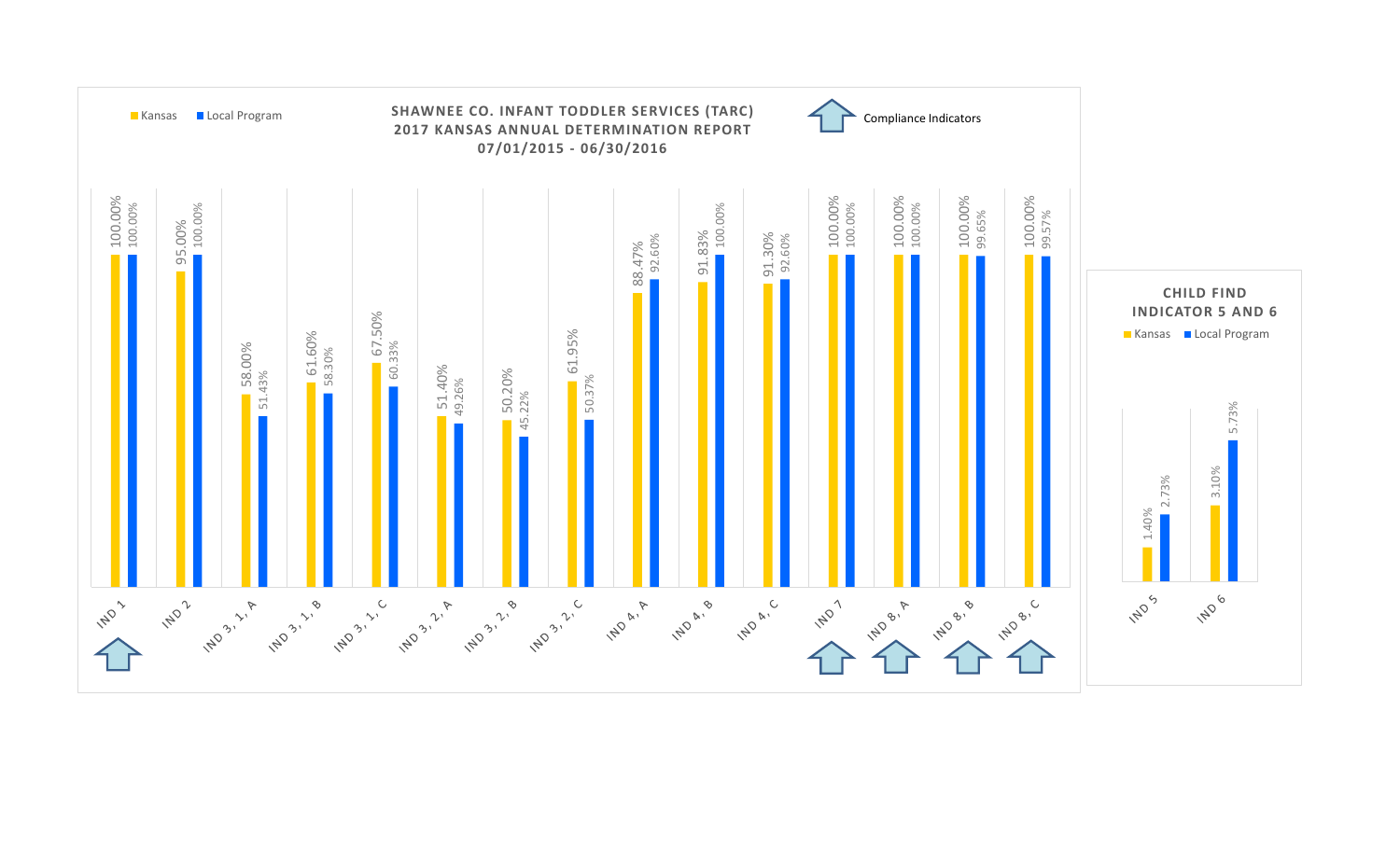Kansas Local Program

SHAWNEE CO. INFANT TODDLER SERVICES (TARC)
2017 KANSAS ANNUAL DETERMINATION REPORT
07/01/2015 - 06/30/2016

Compliance Indicators

IND 1: 100.00% 100.00%
IND 2: 95.00% 100.00%
IND 3, 1, A: 58.00% 51.43%
IND 3, 1, B: 61.60% 58.30%
IND 3, 1, C: 67.50% 60.33%
IND 3, 2, A: 51.40% 49.26%
IND 3, 2, B: 50.20% 45.22%
IND 3, 2, C: 61.95% 50.37%
IND 4, A: 88.47% 92.60%
IND 4, B: 91.83% 100.00%
IND 4, C: 91.30% 92.60%
IND 7: 100.00% 100.00%
IND 8, A: 100.00% 100.00%
IND 8, B: 100.00% 99.65%
IND 8, C: 100.00% 99.57%

CHILD FIND
INDICATOR 5 AND 6

Kansas Local Program

IND 5: 1.40% 2.73%
IND 6: 3.10% 5.73%